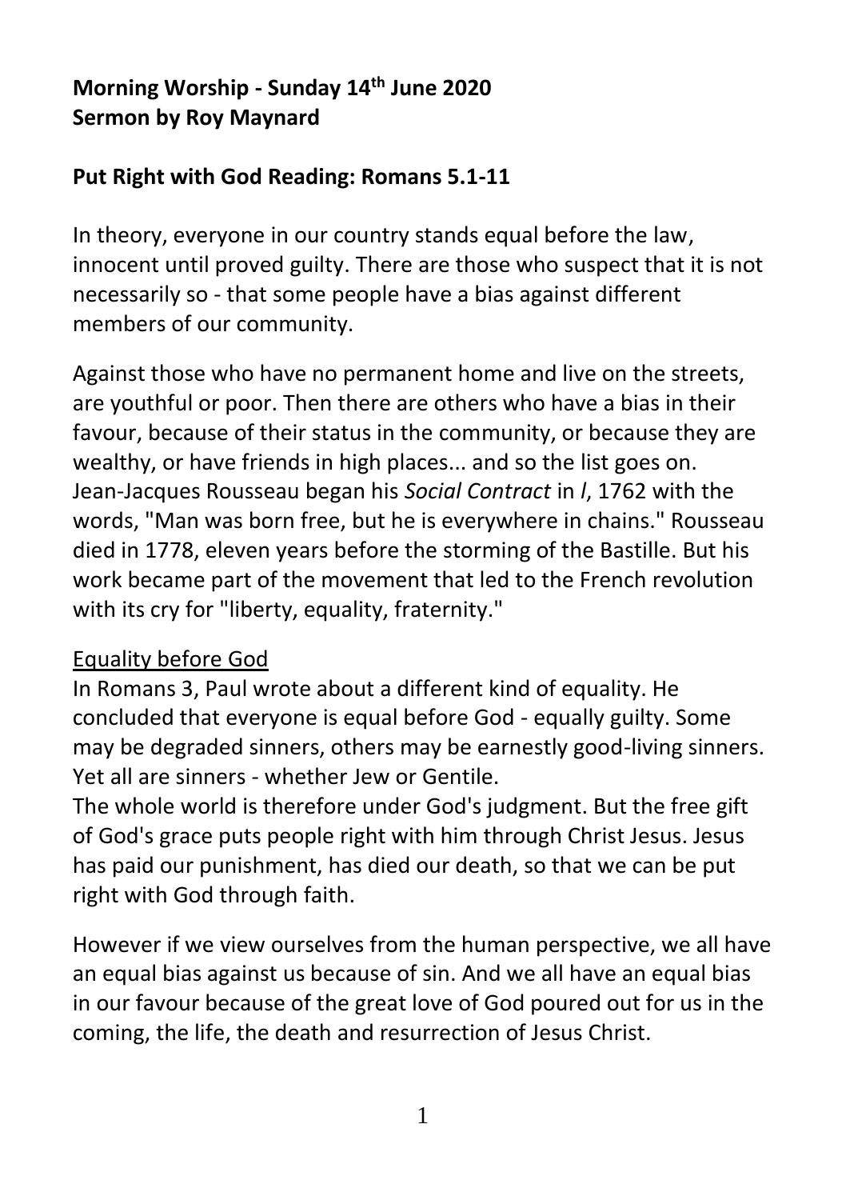**Morning Worship - Sunday 14th June 2020**
**Sermon by Roy Maynard**

**Put Right with God Reading: Romans 5.1-11**

In theory, everyone in our country stands equal before the law, innocent until proved guilty. There are those who suspect that it is not necessarily so - that some people have a bias against different members of our community.

Against those who have no permanent home and live on the streets, are youthful or poor. Then there are others who have a bias in their favour, because of their status in the community, or because they are wealthy, or have friends in high places... and so the list goes on. Jean-Jacques Rousseau began his *Social Contract* in *l*, 1762 with the words, "Man was born free, but he is everywhere in chains." Rousseau died in 1778, eleven years before the storming of the Bastille. But his work became part of the movement that led to the French revolution with its cry for "liberty, equality, fraternity."

Equality before God

In Romans 3, Paul wrote about a different kind of equality. He concluded that everyone is equal before God - equally guilty. Some may be degraded sinners, others may be earnestly good-living sinners. Yet all are sinners - whether Jew or Gentile.
The whole world is therefore under God's judgment. But the free gift of God's grace puts people right with him through Christ Jesus. Jesus has paid our punishment, has died our death, so that we can be put right with God through faith.

However if we view ourselves from the human perspective, we all have an equal bias against us because of sin. And we all have an equal bias in our favour because of the great love of God poured out for us in the coming, the life, the death and resurrection of Jesus Christ.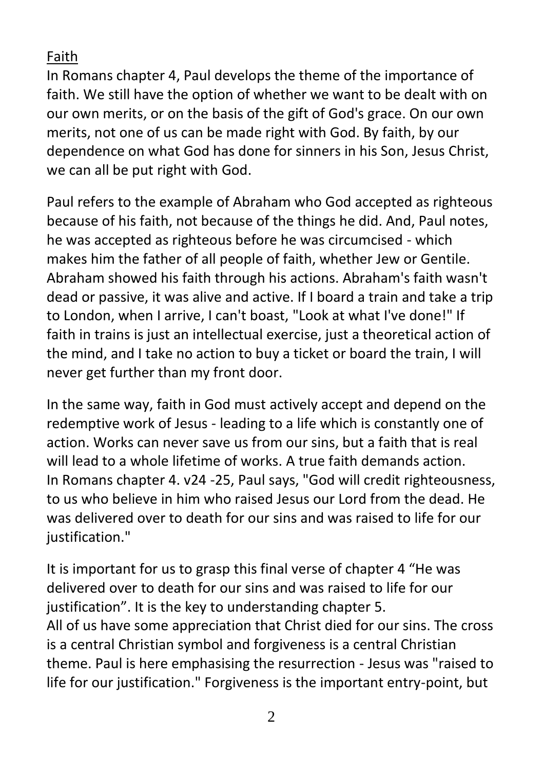Faith

In Romans chapter 4, Paul develops the theme of the importance of faith. We still have the option of whether we want to be dealt with on our own merits, or on the basis of the gift of God's grace. On our own merits, not one of us can be made right with God. By faith, by our dependence on what God has done for sinners in his Son, Jesus Christ, we can all be put right with God.

Paul refers to the example of Abraham who God accepted as righteous because of his faith, not because of the things he did. And, Paul notes, he was accepted as righteous before he was circumcised - which makes him the father of all people of faith, whether Jew or Gentile. Abraham showed his faith through his actions. Abraham's faith wasn't dead or passive, it was alive and active. If I board a train and take a trip to London, when I arrive, I can't boast, "Look at what I've done!" If faith in trains is just an intellectual exercise, just a theoretical action of the mind, and I take no action to buy a ticket or board the train, I will never get further than my front door.

In the same way, faith in God must actively accept and depend on the redemptive work of Jesus - leading to a life which is constantly one of action. Works can never save us from our sins, but a faith that is real will lead to a whole lifetime of works. A true faith demands action.
In Romans chapter 4. v24 -25, Paul says, "God will credit righteousness, to us who believe in him who raised Jesus our Lord from the dead. He was delivered over to death for our sins and was raised to life for our justification."

It is important for us to grasp this final verse of chapter 4 "He was delivered over to death for our sins and was raised to life for our justification". It is the key to understanding chapter 5.
All of us have some appreciation that Christ died for our sins. The cross is a central Christian symbol and forgiveness is a central Christian theme. Paul is here emphasising the resurrection - Jesus was "raised to life for our justification." Forgiveness is the important entry-point, but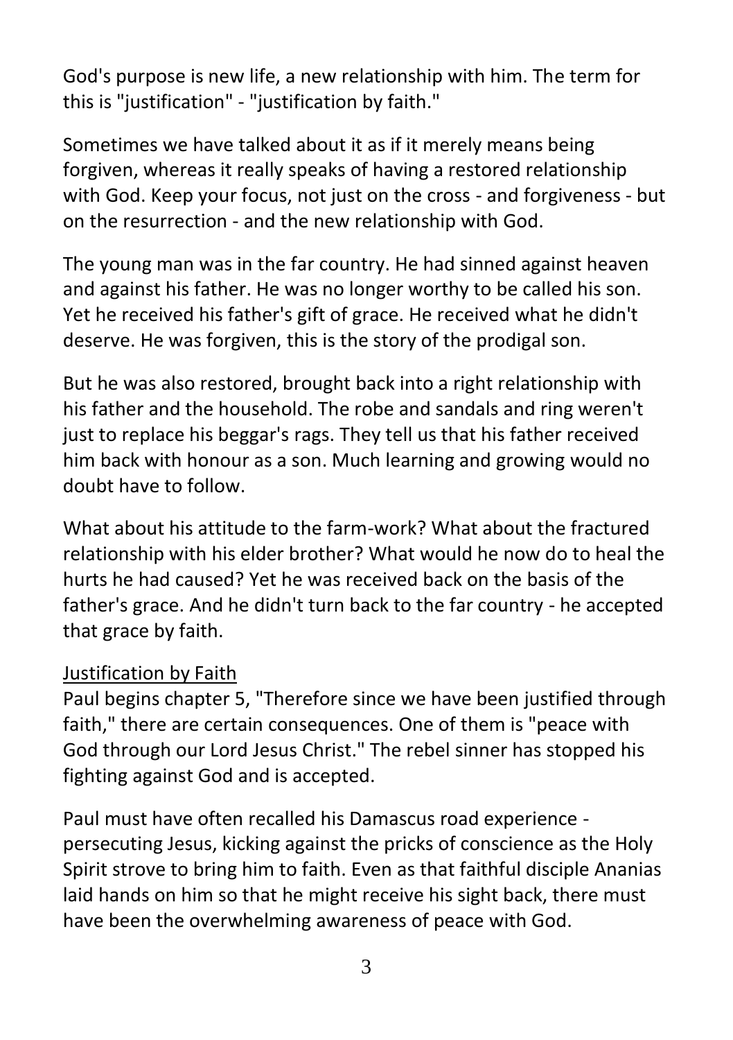God's purpose is new life, a new relationship with him. The term for this is "justification" - "justification by faith."

Sometimes we have talked about it as if it merely means being forgiven, whereas it really speaks of having a restored relationship with God. Keep your focus, not just on the cross - and forgiveness - but on the resurrection - and the new relationship with God.

The young man was in the far country. He had sinned against heaven and against his father. He was no longer worthy to be called his son. Yet he received his father's gift of grace. He received what he didn't deserve. He was forgiven, this is the story of the prodigal son.

But he was also restored, brought back into a right relationship with his father and the household. The robe and sandals and ring weren't just to replace his beggar's rags. They tell us that his father received him back with honour as a son. Much learning and growing would no doubt have to follow.

What about his attitude to the farm-work? What about the fractured relationship with his elder brother? What would he now do to heal the hurts he had caused? Yet he was received back on the basis of the father's grace. And he didn't turn back to the far country - he accepted that grace by faith.

## Justification by Faith

Paul begins chapter 5, "Therefore since we have been justified through faith," there are certain consequences. One of them is "peace with God through our Lord Jesus Christ." The rebel sinner has stopped his fighting against God and is accepted.

Paul must have often recalled his Damascus road experience - persecuting Jesus, kicking against the pricks of conscience as the Holy Spirit strove to bring him to faith. Even as that faithful disciple Ananias laid hands on him so that he might receive his sight back, there must have been the overwhelming awareness of peace with God.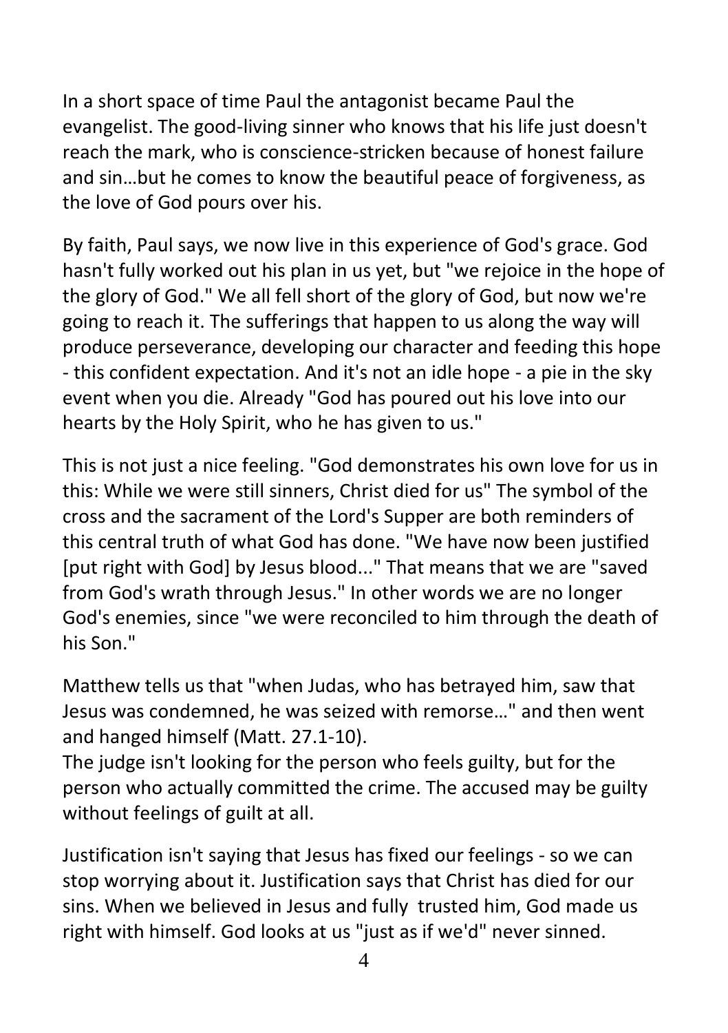In a short space of time Paul the antagonist became Paul the evangelist. The good-living sinner who knows that his life just doesn't reach the mark, who is conscience-stricken because of honest failure and sin…but he comes to know the beautiful peace of forgiveness, as the love of God pours over his.

By faith, Paul says, we now live in this experience of God's grace. God hasn't fully worked out his plan in us yet, but "we rejoice in the hope of the glory of God." We all fell short of the glory of God, but now we're going to reach it. The sufferings that happen to us along the way will produce perseverance, developing our character and feeding this hope - this confident expectation. And it's not an idle hope - a pie in the sky event when you die. Already "God has poured out his love into our hearts by the Holy Spirit, who he has given to us."

This is not just a nice feeling. "God demonstrates his own love for us in this: While we were still sinners, Christ died for us" The symbol of the cross and the sacrament of the Lord's Supper are both reminders of this central truth of what God has done. "We have now been justified [put right with God] by Jesus blood..." That means that we are "saved from God's wrath through Jesus." In other words we are no longer God's enemies, since "we were reconciled to him through the death of his Son."

Matthew tells us that "when Judas, who has betrayed him, saw that Jesus was condemned, he was seized with remorse…" and then went and hanged himself (Matt. 27.1-10).
The judge isn't looking for the person who feels guilty, but for the person who actually committed the crime. The accused may be guilty without feelings of guilt at all.

Justification isn't saying that Jesus has fixed our feelings - so we can stop worrying about it. Justification says that Christ has died for our sins. When we believed in Jesus and fully trusted him, God made us right with himself. God looks at us "just as if we'd" never sinned.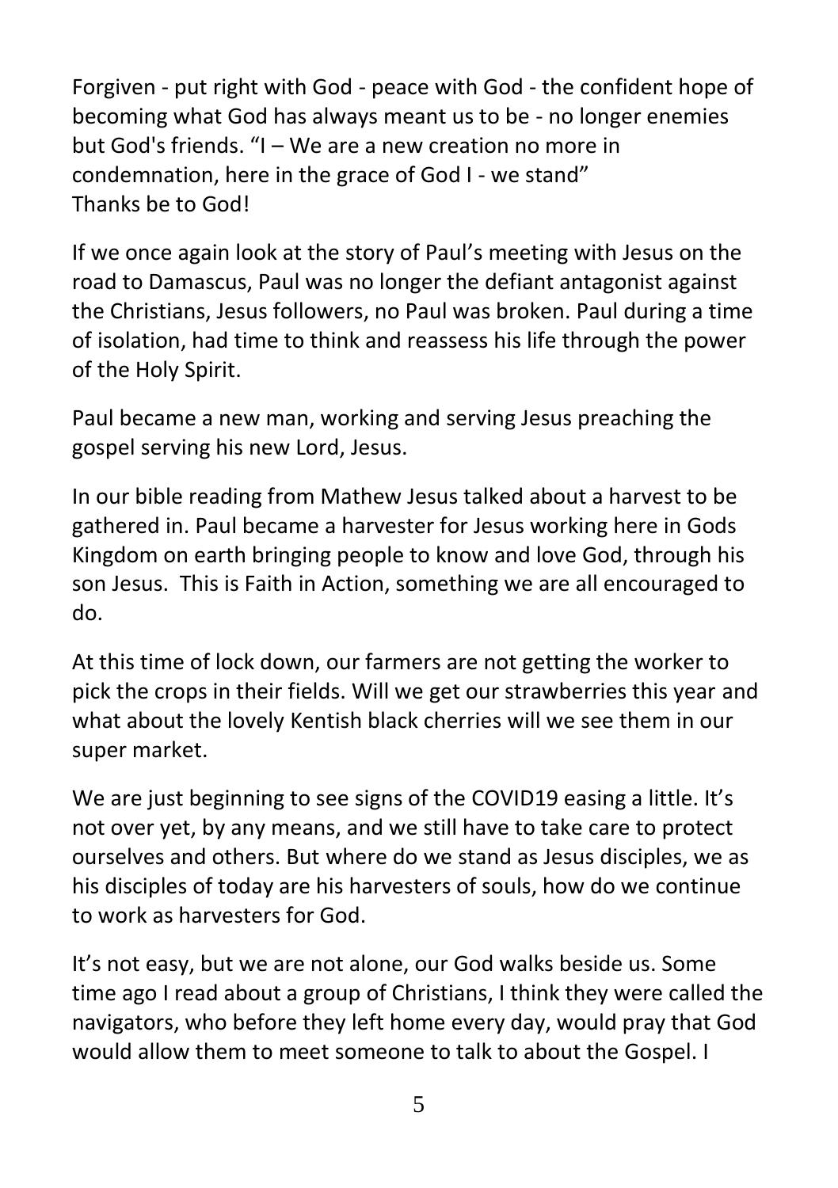Forgiven - put right with God - peace with God - the confident hope of becoming what God has always meant us to be - no longer enemies but God's friends. "I – We are a new creation no more in condemnation, here in the grace of God I - we stand"
Thanks be to God!

If we once again look at the story of Paul's meeting with Jesus on the road to Damascus, Paul was no longer the defiant antagonist against the Christians, Jesus followers, no Paul was broken. Paul during a time of isolation, had time to think and reassess his life through the power of the Holy Spirit.

Paul became a new man, working and serving Jesus preaching the gospel serving his new Lord, Jesus.

In our bible reading from Mathew Jesus talked about a harvest to be gathered in. Paul became a harvester for Jesus working here in Gods Kingdom on earth bringing people to know and love God, through his son Jesus. This is Faith in Action, something we are all encouraged to do.

At this time of lock down, our farmers are not getting the worker to pick the crops in their fields. Will we get our strawberries this year and what about the lovely Kentish black cherries will we see them in our super market.

We are just beginning to see signs of the COVID19 easing a little. It's not over yet, by any means, and we still have to take care to protect ourselves and others. But where do we stand as Jesus disciples, we as his disciples of today are his harvesters of souls, how do we continue to work as harvesters for God.

It's not easy, but we are not alone, our God walks beside us. Some time ago I read about a group of Christians, I think they were called the navigators, who before they left home every day, would pray that God would allow them to meet someone to talk to about the Gospel. I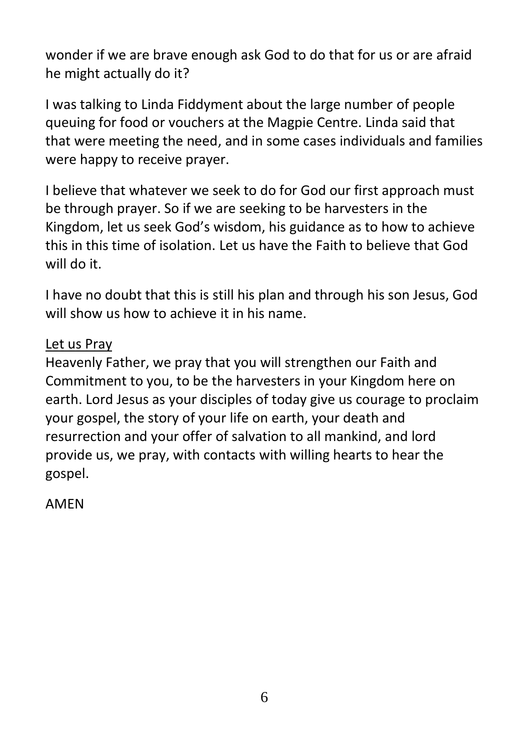wonder if we are brave enough ask God to do that for us or are afraid he might actually do it?

I was talking to Linda Fiddyment about the large number of people queuing for food or vouchers at the Magpie Centre. Linda said that that were meeting the need, and in some cases individuals and families were happy to receive prayer.

I believe that whatever we seek to do for God our first approach must be through prayer. So if we are seeking to be harvesters in the Kingdom, let us seek God's wisdom, his guidance as to how to achieve this in this time of isolation. Let us have the Faith to believe that God will do it.

I have no doubt that this is still his plan and through his son Jesus, God will show us how to achieve it in his name.

<u>Let us Pray</u>
Heavenly Father, we pray that you will strengthen our Faith and Commitment to you, to be the harvesters in your Kingdom here on earth. Lord Jesus as your disciples of today give us courage to proclaim your gospel, the story of your life on earth, your death and resurrection and your offer of salvation to all mankind, and lord provide us, we pray, with contacts with willing hearts to hear the gospel.

AMEN